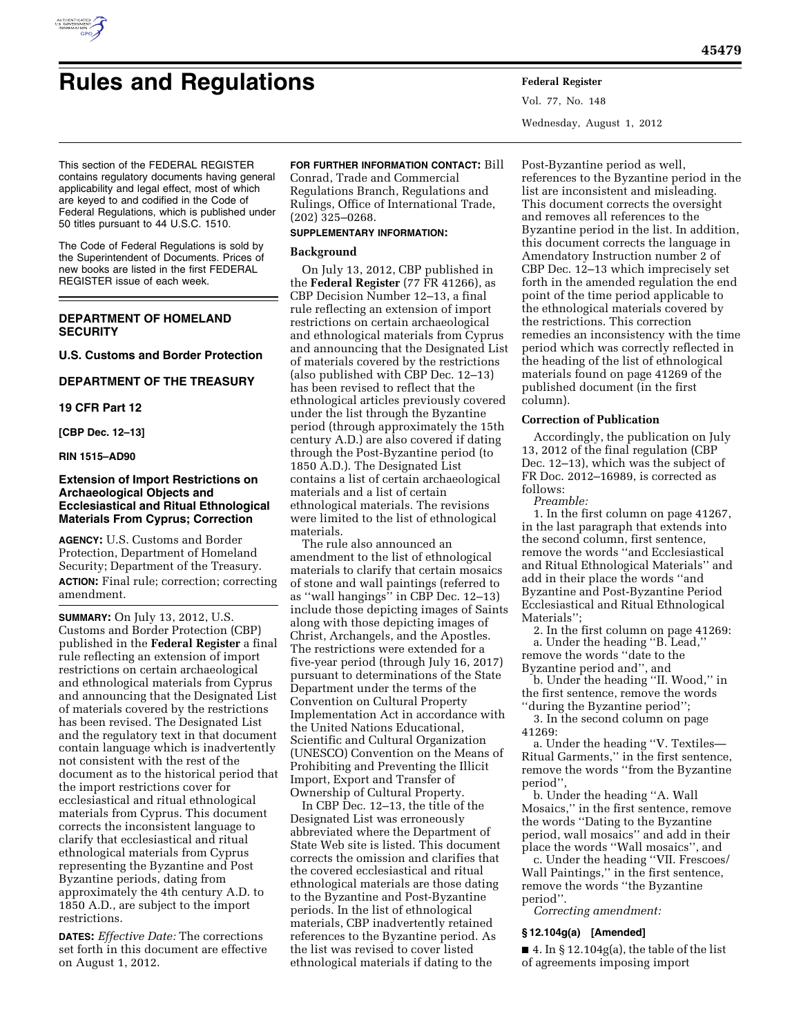# Rules and Regulations

This section of the FEDERAL REGISTER contains regulatory documents having general applicability and legal effect, most of which are keyed to and codified in the Code of Federal Regulations, which is published under 50 titles pursuant to 44 U.S.C. 1510.

The Code of Federal Regulations is sold by the Superintendent of Documents. Prices of new books are listed in the first FEDERAL REGISTER issue of each week.

## DEPARTMENT OF HOMELAND SECURITY

### U.S. Customs and Border Protection

## DEPARTMENT OF THE TREASURY

### 19 CFR Part 12

**[CBP Dec. 12–13]**

**RIN 1515–AD90**

### Extension of Import Restrictions on Archaeological Objects and Ecclesiastical and Ritual Ethnological Materials From Cyprus; Correction

**AGENCY:** U.S. Customs and Border Protection, Department of Homeland Security; Department of the Treasury.

**ACTION:** Final rule; correction; correcting amendment.

**SUMMARY:** On July 13, 2012, U.S. Customs and Border Protection (CBP) published in the **Federal Register** a final rule reflecting an extension of import restrictions on certain archaeological and ethnological materials from Cyprus and announcing that the Designated List of materials covered by the restrictions has been revised. The Designated List and the regulatory text in that document contain language which is inadvertently not consistent with the rest of the document as to the historical period that the import restrictions cover for ecclesiastical and ritual ethnological materials from Cyprus. This document corrects the inconsistent language to clarify that ecclesiastical and ritual ethnological materials from Cyprus representing the Byzantine and Post Byzantine periods, dating from approximately the 4th century A.D. to 1850 A.D., are subject to the import restrictions.

**DATES:** *Effective Date:* The corrections set forth in this document are effective on August 1, 2012.

**FOR FURTHER INFORMATION CONTACT:** Bill Conrad, Trade and Commercial Regulations Branch, Regulations and Rulings, Office of International Trade, (202) 325–0268.

**SUPPLEMENTARY INFORMATION:**

#### Background

On July 13, 2012, CBP published in the **Federal Register** (77 FR 41266), as CBP Decision Number 12–13, a final rule reflecting an extension of import restrictions on certain archaeological and ethnological materials from Cyprus and announcing that the Designated List of materials covered by the restrictions (also published with CBP Dec. 12–13) has been revised to reflect that the ethnological articles previously covered under the list through the Byzantine period (through approximately the 15th century A.D.) are also covered if dating through the Post-Byzantine period (to 1850 A.D.). The Designated List contains a list of certain archaeological materials and a list of certain ethnological materials. The revisions were limited to the list of ethnological materials.

The rule also announced an amendment to the list of ethnological materials to clarify that certain mosaics of stone and wall paintings (referred to as ''wall hangings'' in CBP Dec. 12–13) include those depicting images of Saints along with those depicting images of Christ, Archangels, and the Apostles. The restrictions were extended for a five-year period (through July 16, 2017) pursuant to determinations of the State Department under the terms of the Convention on Cultural Property Implementation Act in accordance with the United Nations Educational, Scientific and Cultural Organization (UNESCO) Convention on the Means of Prohibiting and Preventing the Illicit Import, Export and Transfer of Ownership of Cultural Property.

In CBP Dec. 12–13, the title of the Designated List was erroneously abbreviated where the Department of State Web site is listed. This document corrects the omission and clarifies that the covered ecclesiastical and ritual ethnological materials are those dating to the Byzantine and Post-Byzantine periods. In the list of ethnological materials, CBP inadvertently retained references to the Byzantine period. As the list was revised to cover listed ethnological materials if dating to the Post-Byzantine period as well, references to the Byzantine period in the list are inconsistent and misleading. This document corrects the oversight and removes all references to the Byzantine period in the list. In addition, this document corrects the language in Amendatory Instruction number 2 of CBP Dec. 12–13 which imprecisely set forth in the amended regulation the end point of the time period applicable to the ethnological materials covered by the restrictions. This correction remedies an inconsistency with the time period which was correctly reflected in the heading of the list of ethnological materials found on page 41269 of the published document (in the first column).

#### Correction of Publication

Accordingly, the publication on July 13, 2012 of the final regulation (CBP Dec. 12–13), which was the subject of FR Doc. 2012–16989, is corrected as follows:

*Preamble:*

1. In the first column on page 41267, in the last paragraph that extends into the second column, first sentence, remove the words ''and Ecclesiastical and Ritual Ethnological Materials'' and add in their place the words ''and Byzantine and Post-Byzantine Period Ecclesiastical and Ritual Ethnological Materials'';

2. In the first column on page 41269:

a. Under the heading ''B. Lead,'' remove the words ''date to the Byzantine period and'', and

b. Under the heading ''II. Wood,'' in the first sentence, remove the words ''during the Byzantine period'';

3. In the second column on page 41269:

a. Under the heading ''V. Textiles—Ritual Garments,'' in the first sentence, remove the words ''from the Byzantine period'',

b. Under the heading ''A. Wall Mosaics,'' in the first sentence, remove the words ''Dating to the Byzantine period, wall mosaics'' and add in their place the words ''Wall mosaics'', and

c. Under the heading ''VII. Frescoes/Wall Paintings,'' in the first sentence, remove the words ''the Byzantine period''.

*Correcting amendment:*

#### § 12.104g(a) [Amended]

■ 4. In § 12.104g(a), the table of the list of agreements imposing import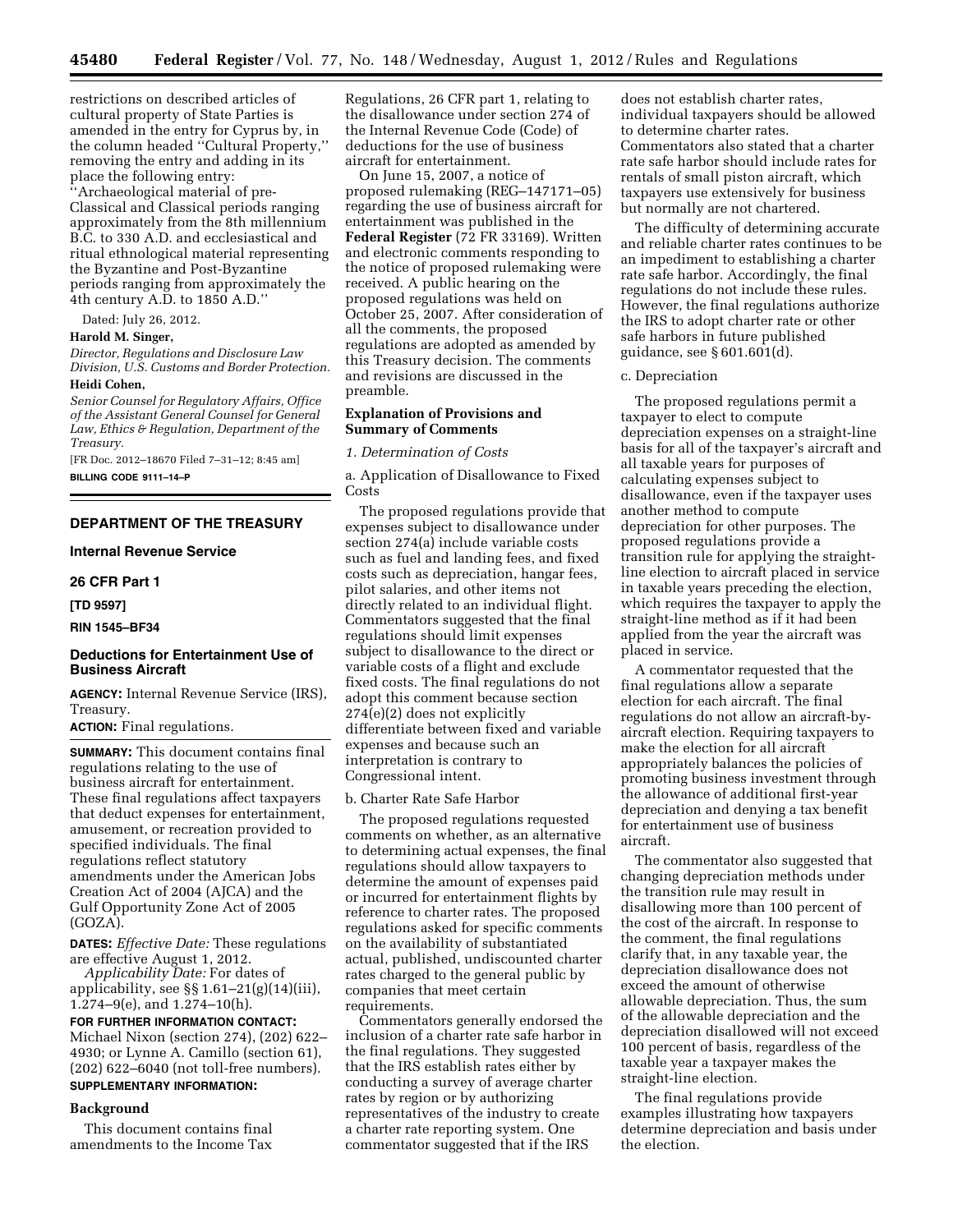restrictions on described articles of cultural property of State Parties is amended in the entry for Cyprus by, in the column headed ''Cultural Property,'' removing the entry and adding in its place the following entry:

''Archaeological material of pre-Classical and Classical periods ranging approximately from the 8th millennium B.C. to 330 A.D. and ecclesiastical and ritual ethnological material representing the Byzantine and Post-Byzantine periods ranging from approximately the 4th century A.D. to 1850 A.D.''

Dated: July 26, 2012.

**Harold M. Singer,**

*Director, Regulations and Disclosure Law Division, U.S. Customs and Border Protection.*

**Heidi Cohen,**

*Senior Counsel for Regulatory Affairs, Office of the Assistant General Counsel for General Law, Ethics & Regulation, Department of the Treasury.*

[FR Doc. 2012–18670 Filed 7–31–12; 8:45 am]

**BILLING CODE 9111–14–P**

## DEPARTMENT OF THE TREASURY

### Internal Revenue Service

### 26 CFR Part 1

**[TD 9597]**

**RIN 1545–BF34**

### Deductions for Entertainment Use of Business Aircraft

**AGENCY:** Internal Revenue Service (IRS), Treasury.

**ACTION:** Final regulations.

**SUMMARY:** This document contains final regulations relating to the use of business aircraft for entertainment. These final regulations affect taxpayers that deduct expenses for entertainment, amusement, or recreation provided to specified individuals. The final regulations reflect statutory amendments under the American Jobs Creation Act of 2004 (AJCA) and the Gulf Opportunity Zone Act of 2005 (GOZA).

**DATES:** *Effective Date:* These regulations are effective August 1, 2012.

*Applicability Date:* For dates of applicability, see §§ 1.61–21(g)(14)(iii), 1.274–9(e), and 1.274–10(h).

**FOR FURTHER INFORMATION CONTACT:** Michael Nixon (section 274), (202) 622–4930; or Lynne A. Camillo (section 61), (202) 622–6040 (not toll-free numbers).

**SUPPLEMENTARY INFORMATION:**

**Background**

This document contains final amendments to the Income Tax Regulations, 26 CFR part 1, relating to the disallowance under section 274 of the Internal Revenue Code (Code) of deductions for the use of business aircraft for entertainment.

On June 15, 2007, a notice of proposed rulemaking (REG–147171–05) regarding the use of business aircraft for entertainment was published in the **Federal Register** (72 FR 33169). Written and electronic comments responding to the notice of proposed rulemaking were received. A public hearing on the proposed regulations was held on October 25, 2007. After consideration of all the comments, the proposed regulations are adopted as amended by this Treasury decision. The comments and revisions are discussed in the preamble.

**Explanation of Provisions and Summary of Comments**

*1. Determination of Costs*

a. Application of Disallowance to Fixed Costs

The proposed regulations provide that expenses subject to disallowance under section 274(a) include variable costs such as fuel and landing fees, and fixed costs such as depreciation, hangar fees, pilot salaries, and other items not directly related to an individual flight. Commentators suggested that the final regulations should limit expenses subject to disallowance to the direct or variable costs of a flight and exclude fixed costs. The final regulations do not adopt this comment because section 274(e)(2) does not explicitly differentiate between fixed and variable expenses and because such an interpretation is contrary to Congressional intent.

b. Charter Rate Safe Harbor

The proposed regulations requested comments on whether, as an alternative to determining actual expenses, the final regulations should allow taxpayers to determine the amount of expenses paid or incurred for entertainment flights by reference to charter rates. The proposed regulations asked for specific comments on the availability of substantiated actual, published, undiscounted charter rates charged to the general public by companies that meet certain requirements.

Commentators generally endorsed the inclusion of a charter rate safe harbor in the final regulations. They suggested that the IRS establish rates either by conducting a survey of average charter rates by region or by authorizing representatives of the industry to create a charter rate reporting system. One commentator suggested that if the IRS does not establish charter rates, individual taxpayers should be allowed to determine charter rates. Commentators also stated that a charter rate safe harbor should include rates for rentals of small piston aircraft, which taxpayers use extensively for business but normally are not chartered.

The difficulty of determining accurate and reliable charter rates continues to be an impediment to establishing a charter rate safe harbor. Accordingly, the final regulations do not include these rules. However, the final regulations authorize the IRS to adopt charter rate or other safe harbors in future published guidance, see § 601.601(d).

c. Depreciation

The proposed regulations permit a taxpayer to elect to compute depreciation expenses on a straight-line basis for all of the taxpayer's aircraft and all taxable years for purposes of calculating expenses subject to disallowance, even if the taxpayer uses another method to compute depreciation for other purposes. The proposed regulations provide a transition rule for applying the straight-line election to aircraft placed in service in taxable years preceding the election, which requires the taxpayer to apply the straight-line method as if it had been applied from the year the aircraft was placed in service.

A commentator requested that the final regulations allow a separate election for each aircraft. The final regulations do not allow an aircraft-by-aircraft election. Requiring taxpayers to make the election for all aircraft appropriately balances the policies of promoting business investment through the allowance of additional first-year depreciation and denying a tax benefit for entertainment use of business aircraft.

The commentator also suggested that changing depreciation methods under the transition rule may result in disallowing more than 100 percent of the cost of the aircraft. In response to the comment, the final regulations clarify that, in any taxable year, the depreciation disallowance does not exceed the amount of otherwise allowable depreciation. Thus, the sum of the allowable depreciation and the depreciation disallowed will not exceed 100 percent of basis, regardless of the taxable year a taxpayer makes the straight-line election.

The final regulations provide examples illustrating how taxpayers determine depreciation and basis under the election.